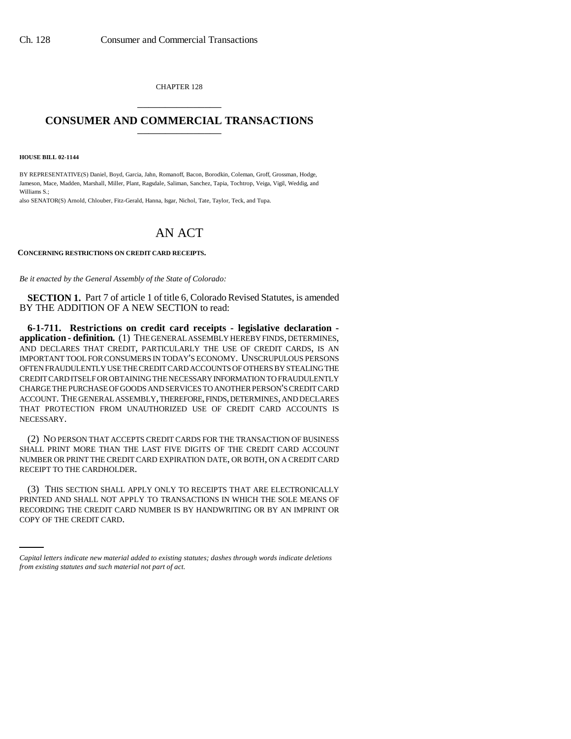CHAPTER 128

# CONSUMER AND COMMERCIAL TRANSACTIONS

**HOUSE BILL 02-1144**

BY REPRESENTATIVE(S) Daniel, Boyd, Garcia, Jahn, Romanoff, Bacon, Borodkin, Coleman, Groff, Grossman, Hodge, Jameson, Mace, Madden, Marshall, Miller, Plant, Ragsdale, Saliman, Sanchez, Tapia, Tochtrop, Veiga, Vigil, Weddig, and Williams S.;

also SENATOR(S) Arnold, Chlouber, Fitz-Gerald, Hanna, Isgar, Nichol, Tate, Taylor, Teck, and Tupa.

# AN ACT

**CONCERNING RESTRICTIONS ON CREDIT CARD RECEIPTS.**

*Be it enacted by the General Assembly of the State of Colorado:*

**SECTION 1.** Part 7 of article 1 of title 6, Colorado Revised Statutes, is amended BY THE ADDITION OF A NEW SECTION to read:

**6-1-711. Restrictions on credit card receipts - legislative declaration - application - definition.** (1) THE GENERAL ASSEMBLY HEREBY FINDS, DETERMINES, AND DECLARES THAT CREDIT, PARTICULARLY THE USE OF CREDIT CARDS, IS AN IMPORTANT TOOL FOR CONSUMERS IN TODAY'S ECONOMY. UNSCRUPULOUS PERSONS OFTEN FRAUDULENTLY USE THE CREDIT CARD ACCOUNTS OF OTHERS BY STEALING THE CREDIT CARD ITSELF OR OBTAINING THE NECESSARY INFORMATION TO FRAUDULENTLY CHARGE THE PURCHASE OF GOODS AND SERVICES TO ANOTHER PERSON'S CREDIT CARD ACCOUNT. THE GENERAL ASSEMBLY, THEREFORE, FINDS, DETERMINES, AND DECLARES THAT PROTECTION FROM UNAUTHORIZED USE OF CREDIT CARD ACCOUNTS IS NECESSARY.

(2) NO PERSON THAT ACCEPTS CREDIT CARDS FOR THE TRANSACTION OF BUSINESS SHALL PRINT MORE THAN THE LAST FIVE DIGITS OF THE CREDIT CARD ACCOUNT NUMBER OR PRINT THE CREDIT CARD EXPIRATION DATE, OR BOTH, ON A CREDIT CARD RECEIPT TO THE CARDHOLDER.

(3) THIS SECTION SHALL APPLY ONLY TO RECEIPTS THAT ARE ELECTRONICALLY PRINTED AND SHALL NOT APPLY TO TRANSACTIONS IN WHICH THE SOLE MEANS OF RECORDING THE CREDIT CARD NUMBER IS BY HANDWRITING OR BY AN IMPRINT OR COPY OF THE CREDIT CARD.

*Capital letters indicate new material added to existing statutes; dashes through words indicate deletions from existing statutes and such material not part of act.*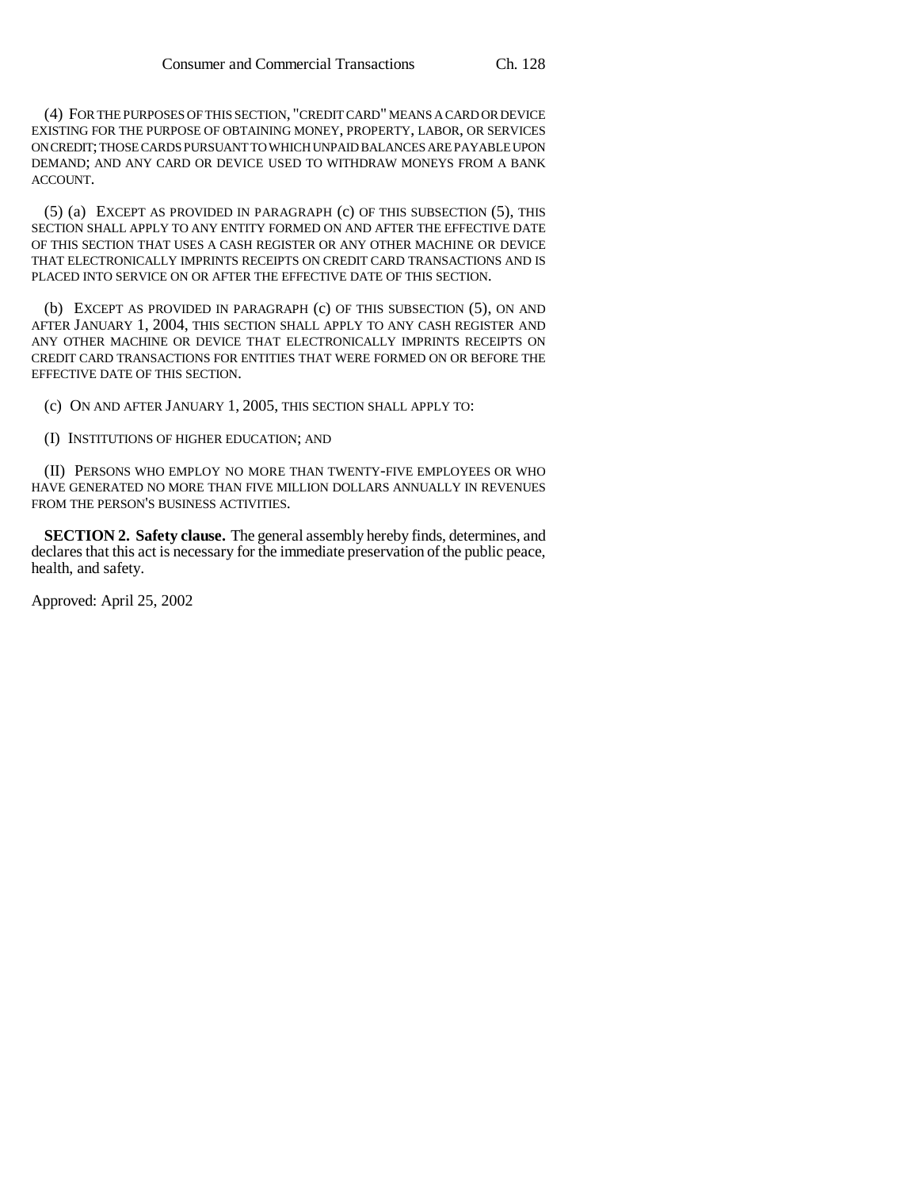(4) FOR THE PURPOSES OF THIS SECTION, "CREDIT CARD" MEANS A CARD OR DEVICE EXISTING FOR THE PURPOSE OF OBTAINING MONEY, PROPERTY, LABOR, OR SERVICES ON CREDIT; THOSE CARDS PURSUANT TO WHICH UNPAID BALANCES ARE PAYABLE UPON DEMAND; AND ANY CARD OR DEVICE USED TO WITHDRAW MONEYS FROM A BANK ACCOUNT.

(5) (a) EXCEPT AS PROVIDED IN PARAGRAPH (c) OF THIS SUBSECTION (5), THIS SECTION SHALL APPLY TO ANY ENTITY FORMED ON AND AFTER THE EFFECTIVE DATE OF THIS SECTION THAT USES A CASH REGISTER OR ANY OTHER MACHINE OR DEVICE THAT ELECTRONICALLY IMPRINTS RECEIPTS ON CREDIT CARD TRANSACTIONS AND IS PLACED INTO SERVICE ON OR AFTER THE EFFECTIVE DATE OF THIS SECTION.

(b) EXCEPT AS PROVIDED IN PARAGRAPH (c) OF THIS SUBSECTION (5), ON AND AFTER JANUARY 1, 2004, THIS SECTION SHALL APPLY TO ANY CASH REGISTER AND ANY OTHER MACHINE OR DEVICE THAT ELECTRONICALLY IMPRINTS RECEIPTS ON CREDIT CARD TRANSACTIONS FOR ENTITIES THAT WERE FORMED ON OR BEFORE THE EFFECTIVE DATE OF THIS SECTION.

(c) ON AND AFTER JANUARY 1, 2005, THIS SECTION SHALL APPLY TO:

(I) INSTITUTIONS OF HIGHER EDUCATION; AND

(II) PERSONS WHO EMPLOY NO MORE THAN TWENTY-FIVE EMPLOYEES OR WHO HAVE GENERATED NO MORE THAN FIVE MILLION DOLLARS ANNUALLY IN REVENUES FROM THE PERSON'S BUSINESS ACTIVITIES.

**SECTION 2. Safety clause.** The general assembly hereby finds, determines, and declares that this act is necessary for the immediate preservation of the public peace, health, and safety.

Approved: April 25, 2002